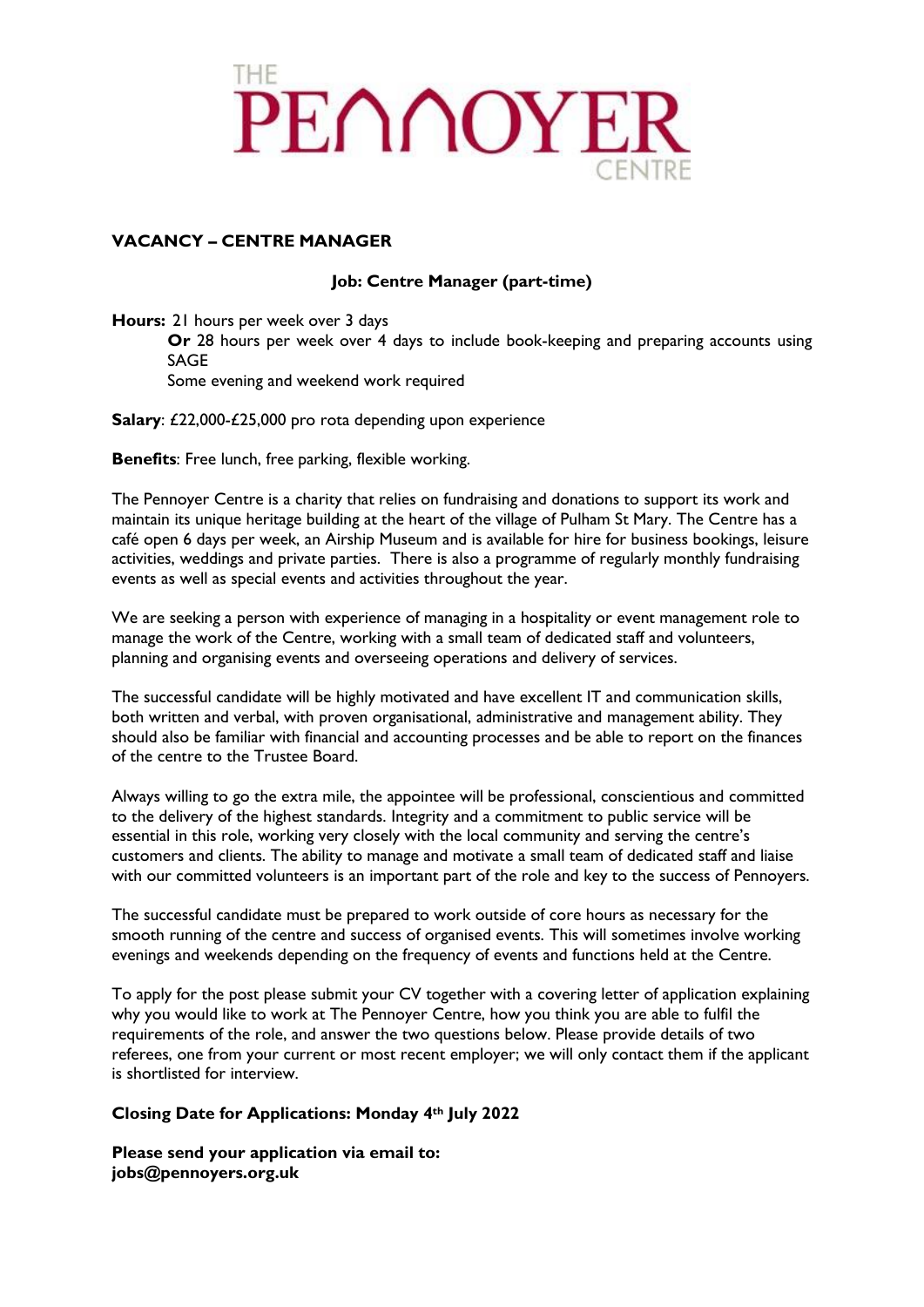# THE PENNOYER CENTRE

## VACANCY – CENTRE MANAGER

### Job: Centre Manager (part-time)

**Hours:** 21 hours per week over 3 days
**Or** 28 hours per week over 4 days to include book-keeping and preparing accounts using SAGE
Some evening and weekend work required

**Salary**: £22,000-£25,000 pro rota depending upon experience

**Benefits**: Free lunch, free parking, flexible working.

The Pennoyer Centre is a charity that relies on fundraising and donations to support its work and maintain its unique heritage building at the heart of the village of Pulham St Mary. The Centre has a café open 6 days per week, an Airship Museum and is available for hire for business bookings, leisure activities, weddings and private parties. There is also a programme of regularly monthly fundraising events as well as special events and activities throughout the year.

We are seeking a person with experience of managing in a hospitality or event management role to manage the work of the Centre, working with a small team of dedicated staff and volunteers, planning and organising events and overseeing operations and delivery of services.

The successful candidate will be highly motivated and have excellent IT and communication skills, both written and verbal, with proven organisational, administrative and management ability. They should also be familiar with financial and accounting processes and be able to report on the finances of the centre to the Trustee Board.

Always willing to go the extra mile, the appointee will be professional, conscientious and committed to the delivery of the highest standards. Integrity and a commitment to public service will be essential in this role, working very closely with the local community and serving the centre's customers and clients. The ability to manage and motivate a small team of dedicated staff and liaise with our committed volunteers is an important part of the role and key to the success of Pennoyers.

The successful candidate must be prepared to work outside of core hours as necessary for the smooth running of the centre and success of organised events. This will sometimes involve working evenings and weekends depending on the frequency of events and functions held at the Centre.

To apply for the post please submit your CV together with a covering letter of application explaining why you would like to work at The Pennoyer Centre, how you think you are able to fulfil the requirements of the role, and answer the two questions below. Please provide details of two referees, one from your current or most recent employer; we will only contact them if the applicant is shortlisted for interview.

**Closing Date for Applications: Monday 4th July 2022**

**Please send your application via email to:**
**jobs@pennoyers.org.uk**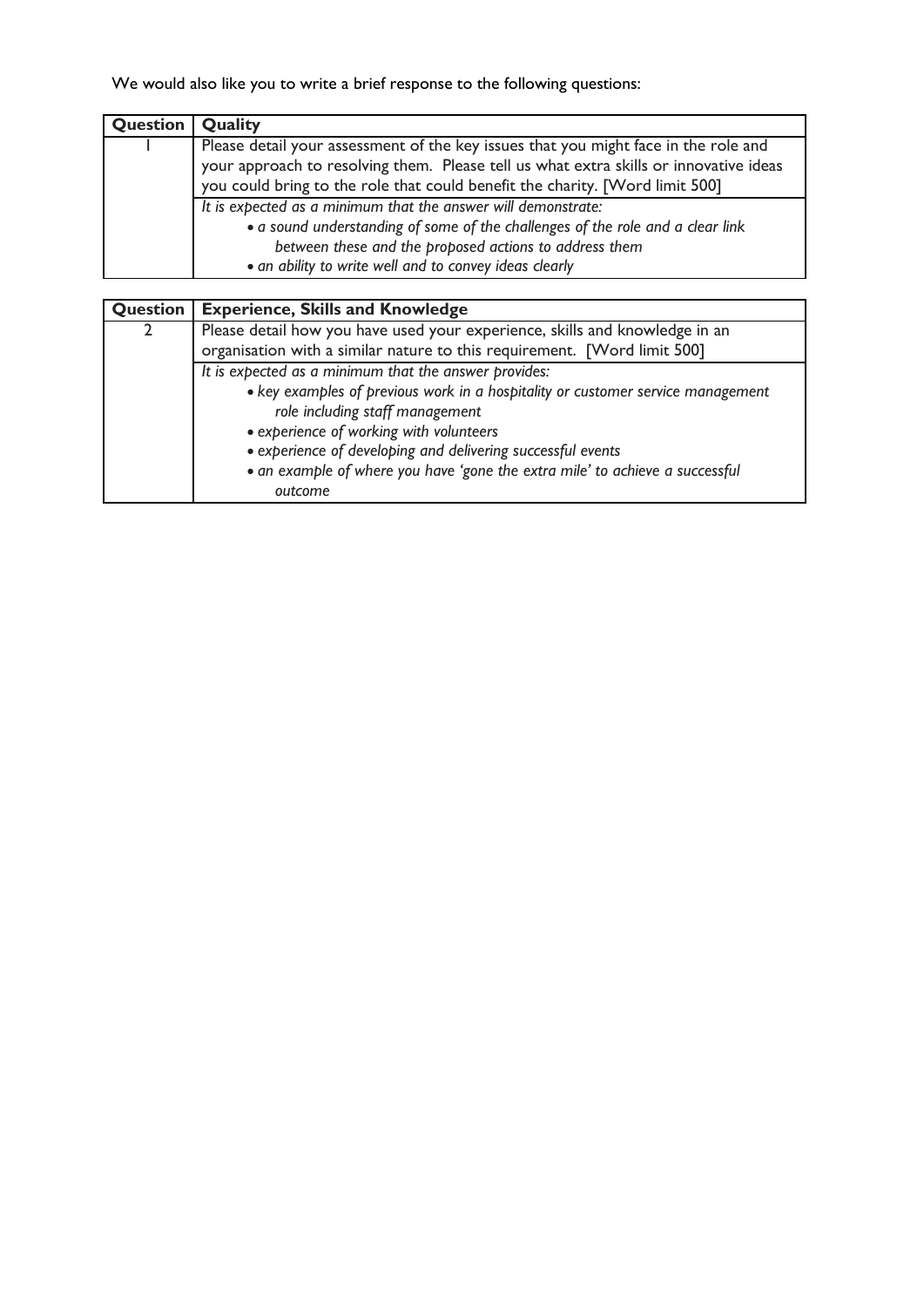We would also like you to write a brief response to the following questions:

| Question | Quality |
|---|---|
| 1 | Please detail your assessment of the key issues that you might face in the role and your approach to resolving them. Please tell us what extra skills or innovative ideas you could bring to the role that could benefit the charity. [Word limit 500] |
| | *It is expected as a minimum that the answer will demonstrate:*<br>• *a sound understanding of some of the challenges of the role and a clear link between these and the proposed actions to address them*<br>• *an ability to write well and to convey ideas clearly* |

| Question | Experience, Skills and Knowledge |
|---|---|
| 2 | Please detail how you have used your experience, skills and knowledge in an organisation with a similar nature to this requirement. [Word limit 500] |
| | *It is expected as a minimum that the answer provides:*<br>• *key examples of previous work in a hospitality or customer service management role including staff management*<br>• *experience of working with volunteers*<br>• *experience of developing and delivering successful events*<br>• *an example of where you have 'gone the extra mile' to achieve a successful outcome* |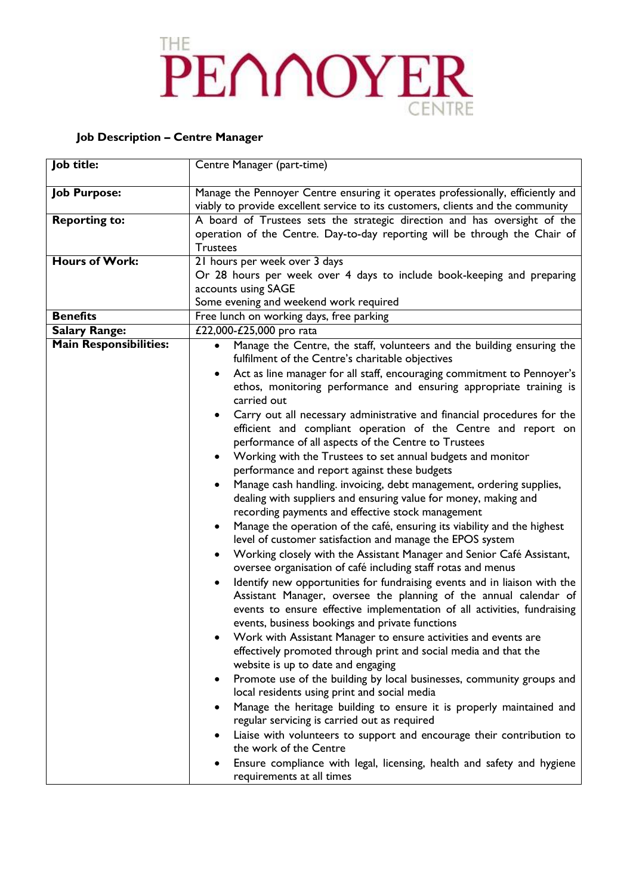THE PENNOYER CENTRE

**Job Description – Centre Manager**

| **Job title:** | Centre Manager (part-time) |
|---|---|
| **Job Purpose:** | Manage the Pennoyer Centre ensuring it operates professionally, efficiently and viably to provide excellent service to its customers, clients and the community |
| **Reporting to:** | A board of Trustees sets the strategic direction and has oversight of the operation of the Centre. Day-to-day reporting will be through the Chair of Trustees |
| **Hours of Work:** | 21 hours per week over 3 days<br>Or 28 hours per week over 4 days to include book-keeping and preparing accounts using SAGE<br>Some evening and weekend work required |
| **Benefits** | Free lunch on working days, free parking |
| **Salary Range:** | £22,000-£25,000 pro rata |
| **Main Responsibilities:** | • Manage the Centre, the staff, volunteers and the building ensuring the fulfilment of the Centre's charitable objectives<br>• Act as line manager for all staff, encouraging commitment to Pennoyer's ethos, monitoring performance and ensuring appropriate training is carried out<br>• Carry out all necessary administrative and financial procedures for the efficient and compliant operation of the Centre and report on performance of all aspects of the Centre to Trustees<br>• Working with the Trustees to set annual budgets and monitor performance and report against these budgets<br>• Manage cash handling. invoicing, debt management, ordering supplies, dealing with suppliers and ensuring value for money, making and recording payments and effective stock management<br>• Manage the operation of the café, ensuring its viability and the highest level of customer satisfaction and manage the EPOS system<br>• Working closely with the Assistant Manager and Senior Café Assistant, oversee organisation of café including staff rotas and menus<br>• Identify new opportunities for fundraising events and in liaison with the Assistant Manager, oversee the planning of the annual calendar of events to ensure effective implementation of all activities, fundraising events, business bookings and private functions<br>• Work with Assistant Manager to ensure activities and events are effectively promoted through print and social media and that the website is up to date and engaging<br>• Promote use of the building by local businesses, community groups and local residents using print and social media<br>• Manage the heritage building to ensure it is properly maintained and regular servicing is carried out as required<br>• Liaise with volunteers to support and encourage their contribution to the work of the Centre<br>• Ensure compliance with legal, licensing, health and safety and hygiene requirements at all times |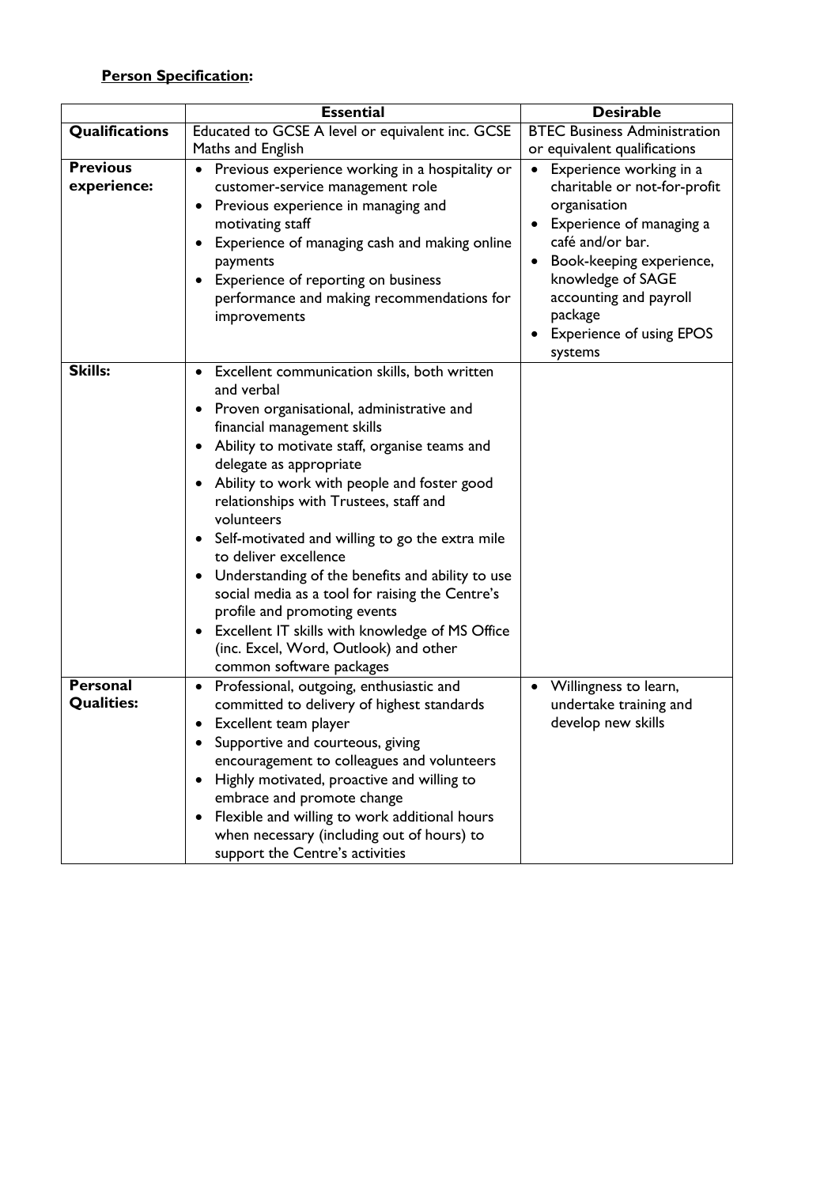**<u>Person Specification</u>:**

| | Essential | Desirable |
|---|---|---|
| **Qualifications** | Educated to GCSE A level or equivalent inc. GCSE Maths and English | BTEC Business Administration or equivalent qualifications |
| **Previous experience:** | • Previous experience working in a hospitality or customer-service management role<br>• Previous experience in managing and motivating staff<br>• Experience of managing cash and making online payments<br>• Experience of reporting on business performance and making recommendations for improvements | • Experience working in a charitable or not-for-profit organisation<br>• Experience of managing a café and/or bar.<br>• Book-keeping experience, knowledge of SAGE accounting and payroll package<br>• Experience of using EPOS systems |
| **Skills:** | • Excellent communication skills, both written and verbal<br>• Proven organisational, administrative and financial management skills<br>• Ability to motivate staff, organise teams and delegate as appropriate<br>• Ability to work with people and foster good relationships with Trustees, staff and volunteers<br>• Self-motivated and willing to go the extra mile to deliver excellence<br>• Understanding of the benefits and ability to use social media as a tool for raising the Centre's profile and promoting events<br>• Excellent IT skills with knowledge of MS Office (inc. Excel, Word, Outlook) and other common software packages | |
| **Personal Qualities:** | • Professional, outgoing, enthusiastic and committed to delivery of highest standards<br>• Excellent team player<br>• Supportive and courteous, giving encouragement to colleagues and volunteers<br>• Highly motivated, proactive and willing to embrace and promote change<br>• Flexible and willing to work additional hours when necessary (including out of hours) to support the Centre's activities | • Willingness to learn, undertake training and develop new skills |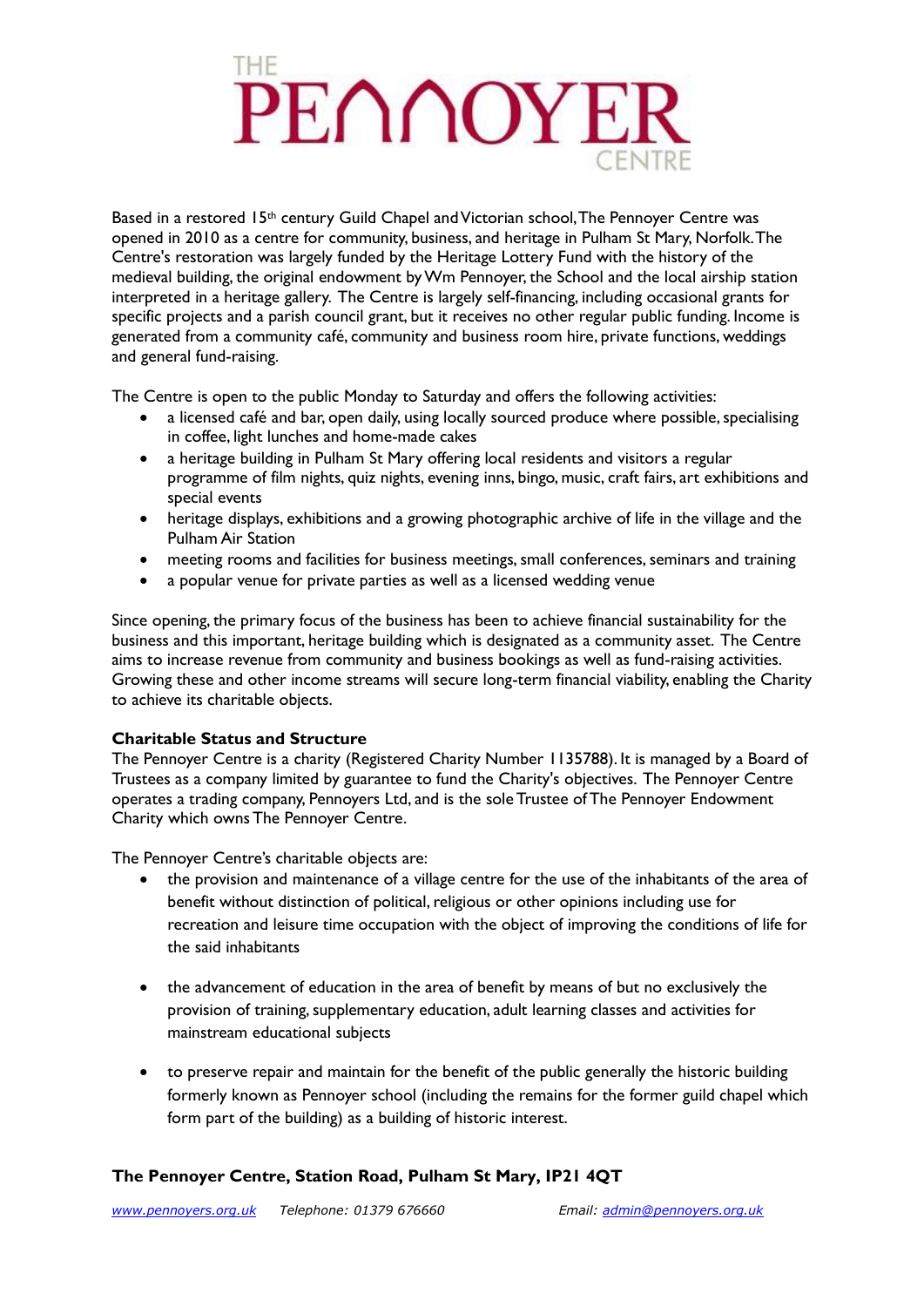# THE PENNOYER CENTRE

Based in a restored 15th century Guild Chapel and Victorian school, The Pennoyer Centre was opened in 2010 as a centre for community, business, and heritage in Pulham St Mary, Norfolk. The Centre's restoration was largely funded by the Heritage Lottery Fund with the history of the medieval building, the original endowment by Wm Pennoyer, the School and the local airship station interpreted in a heritage gallery. The Centre is largely self-financing, including occasional grants for specific projects and a parish council grant, but it receives no other regular public funding. Income is generated from a community café, community and business room hire, private functions, weddings and general fund-raising.

The Centre is open to the public Monday to Saturday and offers the following activities:

- a licensed café and bar, open daily, using locally sourced produce where possible, specialising in coffee, light lunches and home-made cakes
- a heritage building in Pulham St Mary offering local residents and visitors a regular programme of film nights, quiz nights, evening inns, bingo, music, craft fairs, art exhibitions and special events
- heritage displays, exhibitions and a growing photographic archive of life in the village and the Pulham Air Station
- meeting rooms and facilities for business meetings, small conferences, seminars and training
- a popular venue for private parties as well as a licensed wedding venue

Since opening, the primary focus of the business has been to achieve financial sustainability for the business and this important, heritage building which is designated as a community asset. The Centre aims to increase revenue from community and business bookings as well as fund-raising activities. Growing these and other income streams will secure long-term financial viability, enabling the Charity to achieve its charitable objects.

**Charitable Status and Structure**

The Pennoyer Centre is a charity (Registered Charity Number 1135788). It is managed by a Board of Trustees as a company limited by guarantee to fund the Charity's objectives. The Pennoyer Centre operates a trading company, Pennoyers Ltd, and is the sole Trustee of The Pennoyer Endowment Charity which owns The Pennoyer Centre.

The Pennoyer Centre's charitable objects are:

- the provision and maintenance of a village centre for the use of the inhabitants of the area of benefit without distinction of political, religious or other opinions including use for recreation and leisure time occupation with the object of improving the conditions of life for the said inhabitants

- the advancement of education in the area of benefit by means of but no exclusively the provision of training, supplementary education, adult learning classes and activities for mainstream educational subjects

- to preserve repair and maintain for the benefit of the public generally the historic building formerly known as Pennoyer school (including the remains for the former guild chapel which form part of the building) as a building of historic interest.

**The Pennoyer Centre, Station Road, Pulham St Mary, IP21 4QT**

*www.pennoyers.org.uk* *Telephone: 01379 676660* *Email: admin@pennoyers.org.uk*